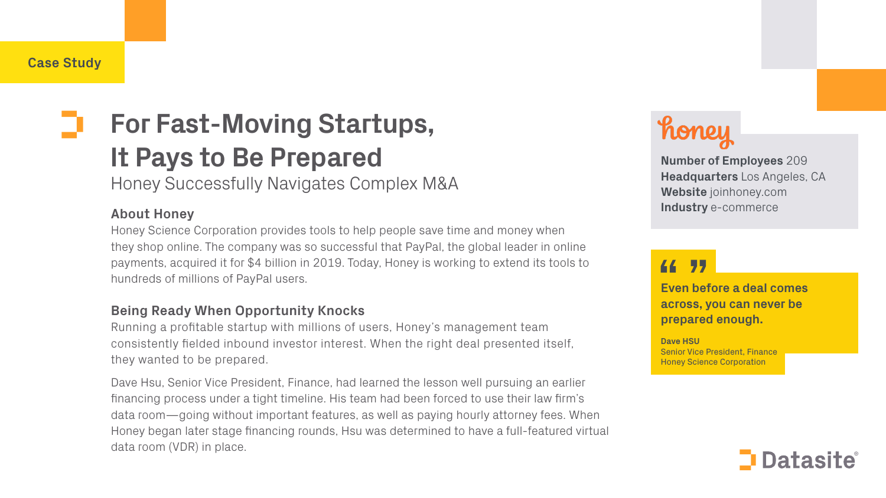Case Study

# For Fast-Moving Startups, It Pays to Be Prepared

Honey Successfully Navigates Complex M&A

### About Honey

Honey Science Corporation provides tools to help people save time and money when they shop online. The company was so successful that PayPal, the global leader in online payments, acquired it for $4 billion in 2019. Today, Honey is working to extend its tools to hundreds of millions of PayPal users.

### Being Ready When Opportunity Knocks

Running a profitable startup with millions of users, Honey's management team consistently fielded inbound investor interest. When the right deal presented itself, they wanted to be prepared.

Dave Hsu, Senior Vice President, Finance, had learned the lesson well pursuing an earlier financing process under a tight timeline. His team had been forced to use their law firm's data room—going without important features, as well as paying hourly attorney fees. When Honey began later stage financing rounds, Hsu was determined to have a full-featured virtual data room (VDR) in place.

honey

**Number of Employees** 209
**Headquarters** Los Angeles, CA
**Website** joinhoney.com
**Industry** e-commerce

> **Even before a deal comes across, you can never be prepared enough.**
>
> **Dave HSU**
> Senior Vice President, Finance
> Honey Science Corporation

Datasite®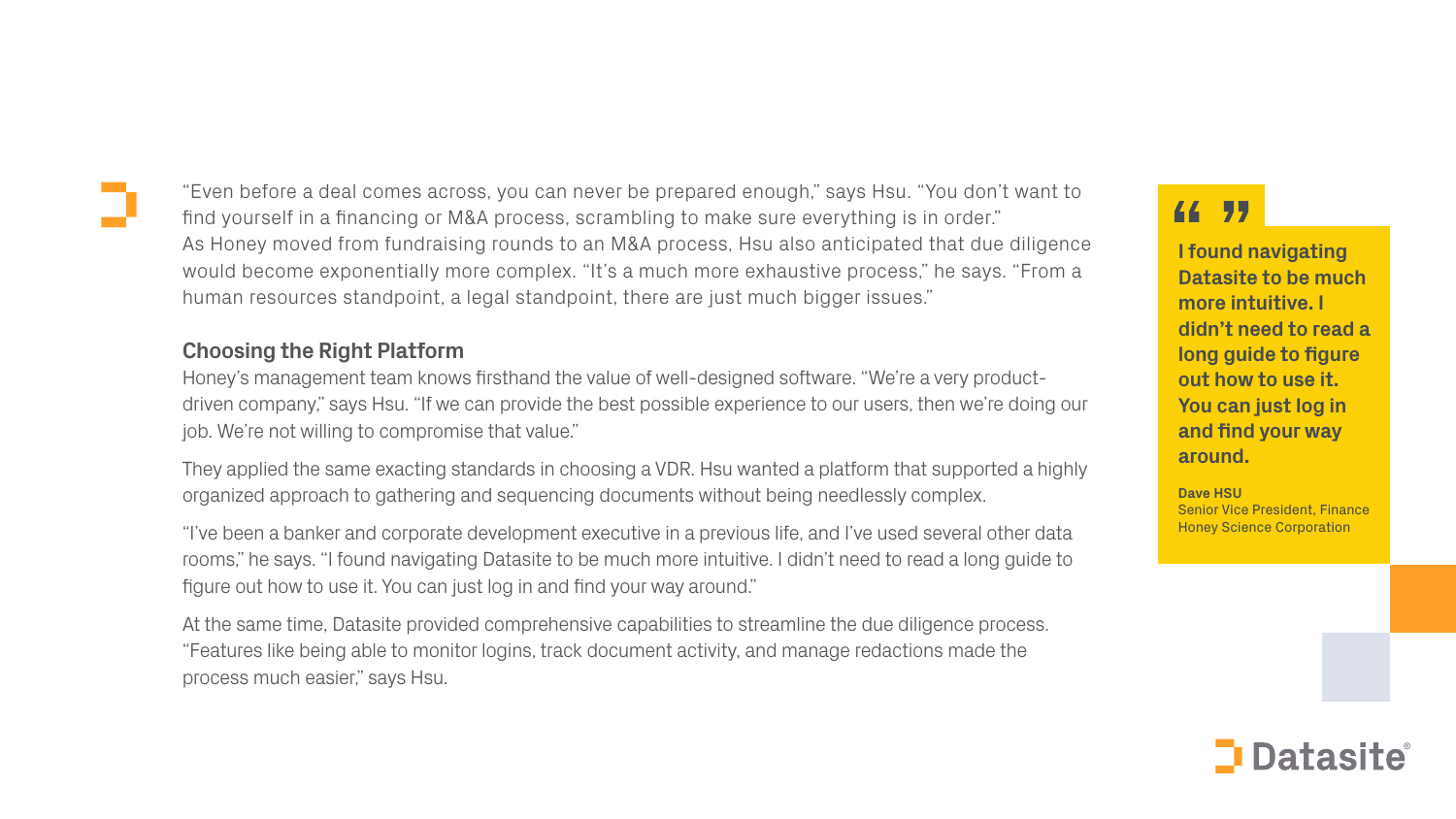"Even before a deal comes across, you can never be prepared enough," says Hsu. "You don't want to find yourself in a financing or M&A process, scrambling to make sure everything is in order."
As Honey moved from fundraising rounds to an M&A process, Hsu also anticipated that due diligence would become exponentially more complex. "It's a much more exhaustive process," he says. "From a human resources standpoint, a legal standpoint, there are just much bigger issues."

### Choosing the Right Platform

Honey's management team knows firsthand the value of well-designed software. "We're a very product-driven company," says Hsu. "If we can provide the best possible experience to our users, then we're doing our job. We're not willing to compromise that value."

They applied the same exacting standards in choosing a VDR. Hsu wanted a platform that supported a highly organized approach to gathering and sequencing documents without being needlessly complex.

"I've been a banker and corporate development executive in a previous life, and I've used several other data rooms," he says. "I found navigating Datasite to be much more intuitive. I didn't need to read a long guide to figure out how to use it. You can just log in and find your way around."

At the same time, Datasite provided comprehensive capabilities to streamline the due diligence process. "Features like being able to monitor logins, track document activity, and manage redactions made the process much easier," says Hsu.

> **I found navigating Datasite to be much more intuitive. I didn't need to read a long guide to figure out how to use it. You can just log in and find your way around.**
>
> **Dave HSU**
> Senior Vice President, Finance
> Honey Science Corporation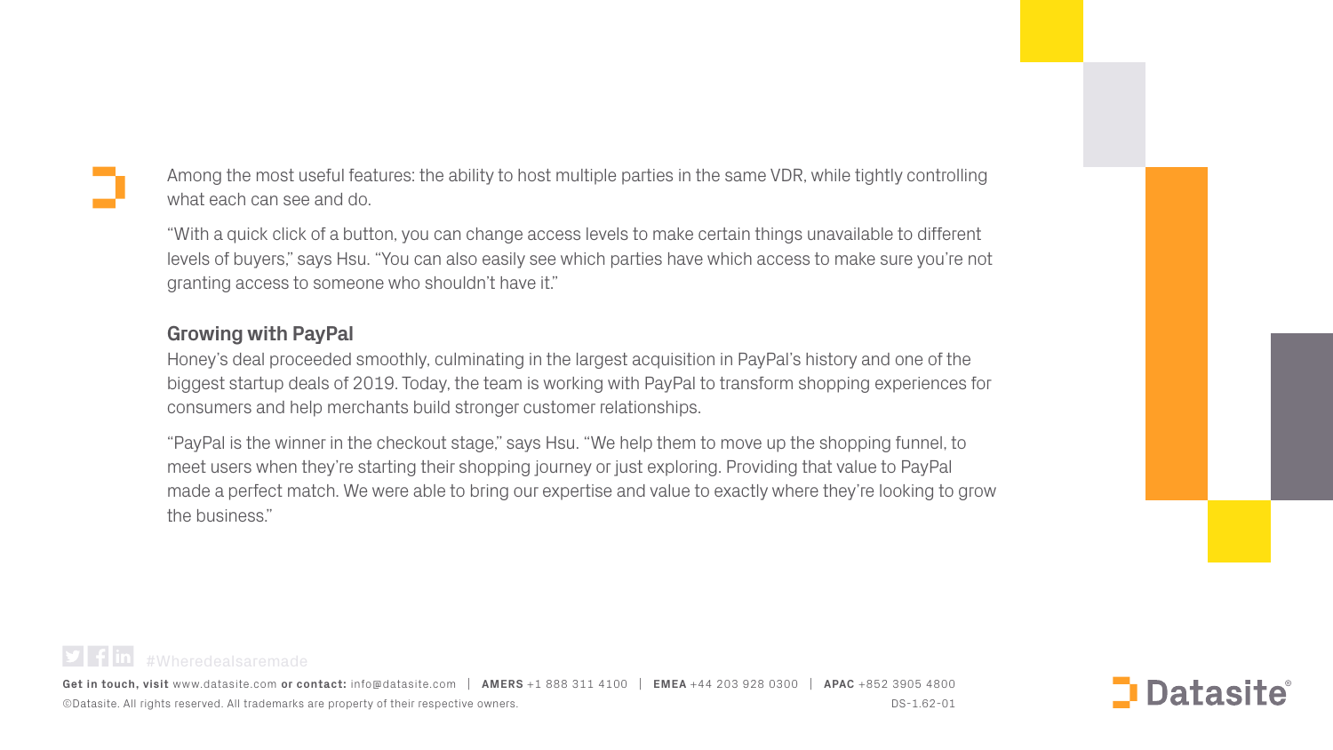Among the most useful features: the ability to host multiple parties in the same VDR, while tightly controlling what each can see and do.

"With a quick click of a button, you can change access levels to make certain things unavailable to different levels of buyers," says Hsu. "You can also easily see which parties have which access to make sure you're not granting access to someone who shouldn't have it."

## Growing with PayPal

Honey's deal proceeded smoothly, culminating in the largest acquisition in PayPal's history and one of the biggest startup deals of 2019. Today, the team is working with PayPal to transform shopping experiences for consumers and help merchants build stronger customer relationships.

"PayPal is the winner in the checkout stage," says Hsu. "We help them to move up the shopping funnel, to meet users when they're starting their shopping journey or just exploring. Providing that value to PayPal made a perfect match. We were able to bring our expertise and value to exactly where they're looking to grow the business."

#Wheredealsaremade

**Get in touch, visit** www.datasite.com **or contact:** info@datasite.com | **AMERS** +1 888 311 4100 | **EMEA** +44 203 928 0300 | **APAC** +852 3905 4800

©Datasite. All rights reserved. All trademarks are property of their respective owners. DS-1.62-01